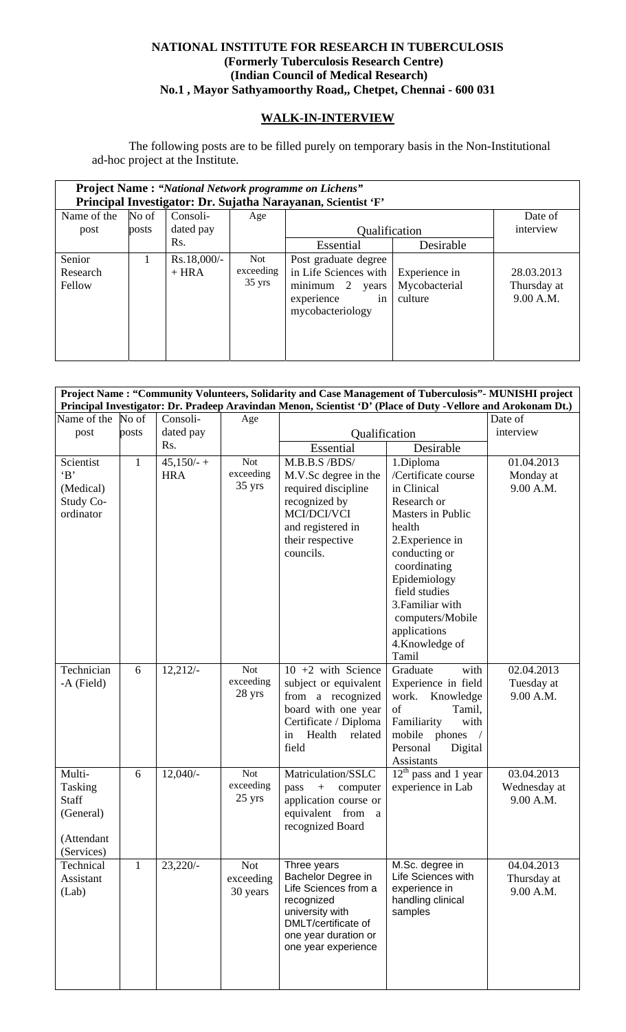**NATIONAL INSTITUTE FOR RESEARCH IN TUBERCULOSIS**
**(Formerly Tuberculosis Research Centre)**
**(Indian Council of Medical Research)**
**No.1 , Mayor Sathyamoorthy Road,, Chetpet, Chennai - 600 031**

## WALK-IN-INTERVIEW

The following posts are to be filled purely on temporary basis in the Non-Institutional ad-hoc project at the Institute.

**Project Name : *"National Network programme on Lichens"***
**Principal Investigator: Dr. Sujatha Narayanan, Scientist 'F'**

| Name of the post | No of posts | Consoli-dated pay Rs. | Age | Qualification | | Date of interview |
|---|---|---|---|---|---|---|
| | | | | Essential | Desirable | |
| Senior Research Fellow | 1 | Rs.18,000/- + HRA | Not exceeding 35 yrs | Post graduate degree in Life Sciences with minimum 2 years experience in mycobacteriology | Experience in Mycobacterial culture | 28.03.2013 Thursday at 9.00 A.M. |

**Project Name : "Community Volunteers, Solidarity and Case Management of Tuberculosis"- MUNISHI project**
**Principal Investigator: Dr. Pradeep Aravindan Menon, Scientist 'D' (Place of Duty -Vellore and Arokonam Dt.)**

| Name of the post | No of posts | Consoli-dated pay Rs. | Age | Qualification | | Date of interview |
|---|---|---|---|---|---|---|
| | | | | Essential | Desirable | |
| Scientist 'B' (Medical) Study Co-ordinator | 1 | 45,150/- + HRA | Not exceeding 35 yrs | M.B.B.S /BDS/ M.V.Sc degree in the required discipline recognized by MCI/DCI/VCI and registered in their respective councils. | 1.Diploma /Certificate course in Clinical Research or Masters in Public health<br>2.Experience in conducting or coordinating Epidemiology field studies<br>3.Familiar with computers/Mobile applications<br>4.Knowledge of Tamil | 01.04.2013 Monday at 9.00 A.M. |
| Technician -A (Field) | 6 | 12,212/- | Not exceeding 28 yrs | 10 +2 with Science subject or equivalent from a recognized board with one year Certificate / Diploma in Health related field | Graduate with Experience in field work. Knowledge of Tamil, Familiarity with mobile phones / Personal Digital Assistants | 02.04.2013 Tuesday at 9.00 A.M. |
| Multi-Tasking Staff (General) (Attendant (Services) | 6 | 12,040/- | Not exceeding 25 yrs | Matriculation/SSLC pass + computer application course or equivalent from a recognized Board | 12th pass and 1 year experience in Lab | 03.04.2013 Wednesday at 9.00 A.M. |
| Technical Assistant (Lab) | 1 | 23,220/- | Not exceeding 30 years | Three years Bachelor Degree in Life Sciences from a recognized university with DMLT/certificate of one year duration or one year experience | M.Sc. degree in Life Sciences with experience in handling clinical samples | 04.04.2013 Thursday at 9.00 A.M. |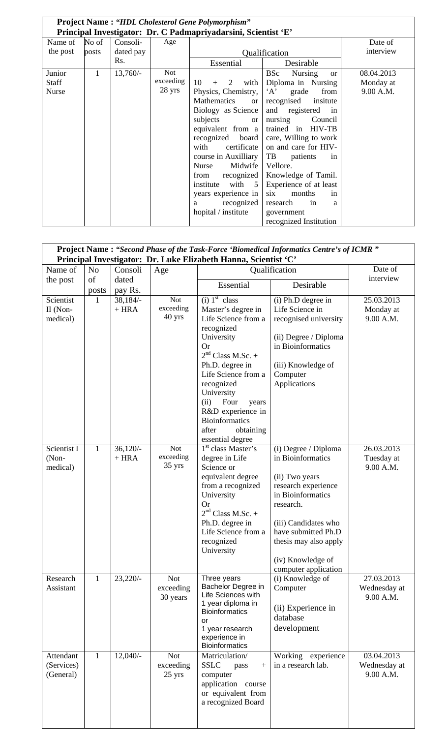**Project Name : *"HDL Cholesterol Gene Polymorphism"***
**Principal Investigator: Dr. C Padmapriyadarsini, Scientist 'E'**

| Name of the post | No of posts | Consoli-dated pay Rs. | Age | Qualification | | Date of interview |
|---|---|---|---|---|---|---|
| | | | | Essential | Desirable | |
| Junior Staff Nurse | 1 | 13,760/- | Not exceeding 28 yrs | 10 + 2 with Physics, Chemistry, Mathematics or Biology as Science subjects or equivalent from a recognized board with certificate course in Auxilliary Nurse Midwife from recognized institute with 5 years experience in a recognized hopital / institute | BSc Nursing or Diploma in Nursing 'A' grade from recognised insitute and registered in nursing Council trained in HIV-TB care, Willing to work on and care for HIV-TB patients in Vellore. Knowledge of Tamil. Experience of at least six months in research in a government recognized Institution | 08.04.2013 Monday at 9.00 A.M. |

**Project Name : *"Second Phase of the Task-Force 'Biomedical Informatics Centre's of ICMR "***
**Principal Investigator: Dr. Luke Elizabeth Hanna, Scientist 'C'**

| Name of the post | No of posts | Consoli dated pay Rs. | Age | Qualification | | Date of interview |
|---|---|---|---|---|---|---|
| | | | | Essential | Desirable | |
| Scientist II (Non-medical) | 1 | 38,184/- + HRA | Not exceeding 40 yrs | (i) 1st class Master's degree in Life Science from a recognized University Or 2nd Class M.Sc. + Ph.D. degree in Life Science from a recognized University (ii) Four years R&D experience in Bioinformatics after obtaining essential degree | (i) Ph.D degree in Life Science in recognised university (ii) Degree / Diploma in Bioinformatics (iii) Knowledge of Computer Applications | 25.03.2013 Monday at 9.00 A.M. |
| Scientist I (Non-medical) | 1 | 36,120/- + HRA | Not exceeding 35 yrs | 1st class Master's degree in Life Science or equivalent degree from a recognized University Or 2nd Class M.Sc. + Ph.D. degree in Life Science from a recognized University | (i) Degree / Diploma in Bioinformatics (ii) Two years research experience in Bioinformatics research. (iii) Candidates who have submitted Ph.D thesis may also apply (iv) Knowledge of computer application | 26.03.2013 Tuesday at 9.00 A.M. |
| Research Assistant | 1 | 23,220/- | Not exceeding 30 years | Three years Bachelor Degree in Life Sciences with 1 year diploma in Bioinformatics or 1 year research experience in Bioinformatics | (i) Knowledge of Computer (ii) Experience in database development | 27.03.2013 Wednesday at 9.00 A.M. |
| Attendant (Services) (General) | 1 | 12,040/- | Not exceeding 25 yrs | Matriculation/ SSLC pass + computer application course or equivalent from a recognized Board | Working experience in a research lab. | 03.04.2013 Wednesday at 9.00 A.M. |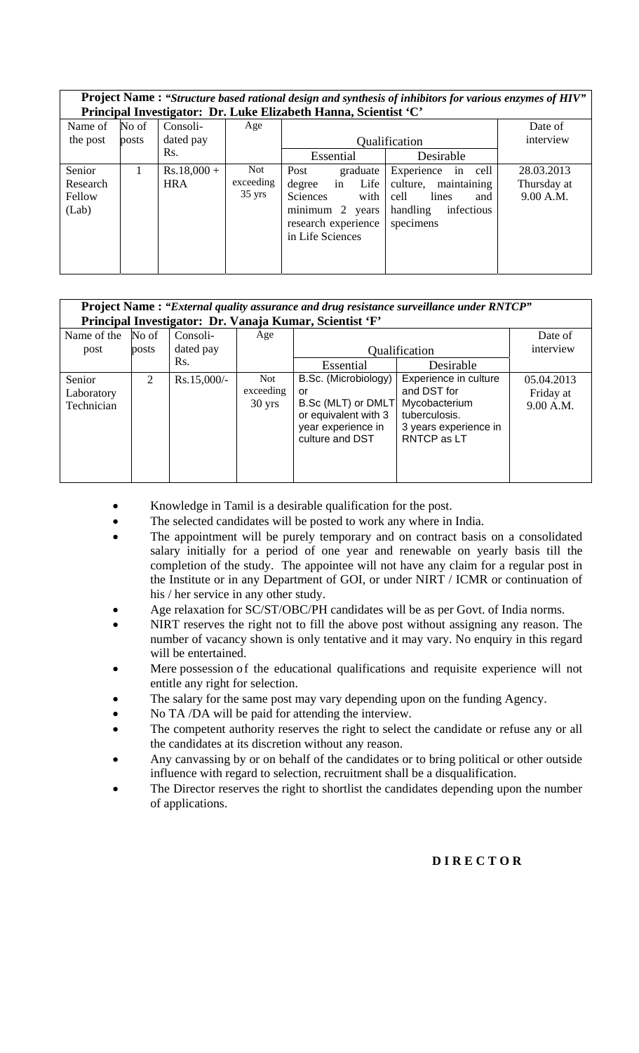**Project Name : *"Structure based rational design and synthesis of inhibitors for various enzymes of HIV"***
**Principal Investigator: Dr. Luke Elizabeth Hanna, Scientist 'C'**

| Name of the post | No of posts | Consoli-dated pay Rs. | Age | Qualification | | Date of interview |
|---|---|---|---|---|---|---|
| | | | | Essential | Desirable | |
| Senior Research Fellow (Lab) | 1 | Rs.18,000 + HRA | Not exceeding 35 yrs | Post graduate degree in Life Sciences with minimum 2 years research experience in Life Sciences | Experience in cell culture, maintaining cell lines and handling infectious specimens | 28.03.2013 Thursday at 9.00 A.M. |

**Project Name : *"External quality assurance and drug resistance surveillance under RNTCP"***
**Principal Investigator: Dr. Vanaja Kumar, Scientist 'F'**

| Name of the post | No of posts | Consoli-dated pay Rs. | Age | Qualification | | Date of interview |
|---|---|---|---|---|---|---|
| | | | | Essential | Desirable | |
| Senior Laboratory Technician | 2 | Rs.15,000/- | Not exceeding 30 yrs | B.Sc. (Microbiology) or B.Sc (MLT) or DMLT or equivalent with 3 year experience in culture and DST | Experience in culture and DST for Mycobacterium tuberculosis. 3 years experience in RNTCP as LT | 05.04.2013 Friday at 9.00 A.M. |

- Knowledge in Tamil is a desirable qualification for the post.
- The selected candidates will be posted to work any where in India.
- The appointment will be purely temporary and on contract basis on a consolidated salary initially for a period of one year and renewable on yearly basis till the completion of the study. The appointee will not have any claim for a regular post in the Institute or in any Department of GOI, or under NIRT / ICMR or continuation of his / her service in any other study.
- Age relaxation for SC/ST/OBC/PH candidates will be as per Govt. of India norms.
- NIRT reserves the right not to fill the above post without assigning any reason. The number of vacancy shown is only tentative and it may vary. No enquiry in this regard will be entertained.
- Mere possession of the educational qualifications and requisite experience will not entitle any right for selection.
- The salary for the same post may vary depending upon on the funding Agency.
- No TA /DA will be paid for attending the interview.
- The competent authority reserves the right to select the candidate or refuse any or all the candidates at its discretion without any reason.
- Any canvassing by or on behalf of the candidates or to bring political or other outside influence with regard to selection, recruitment shall be a disqualification.
- The Director reserves the right to shortlist the candidates depending upon the number of applications.

**D I R E C T O R**